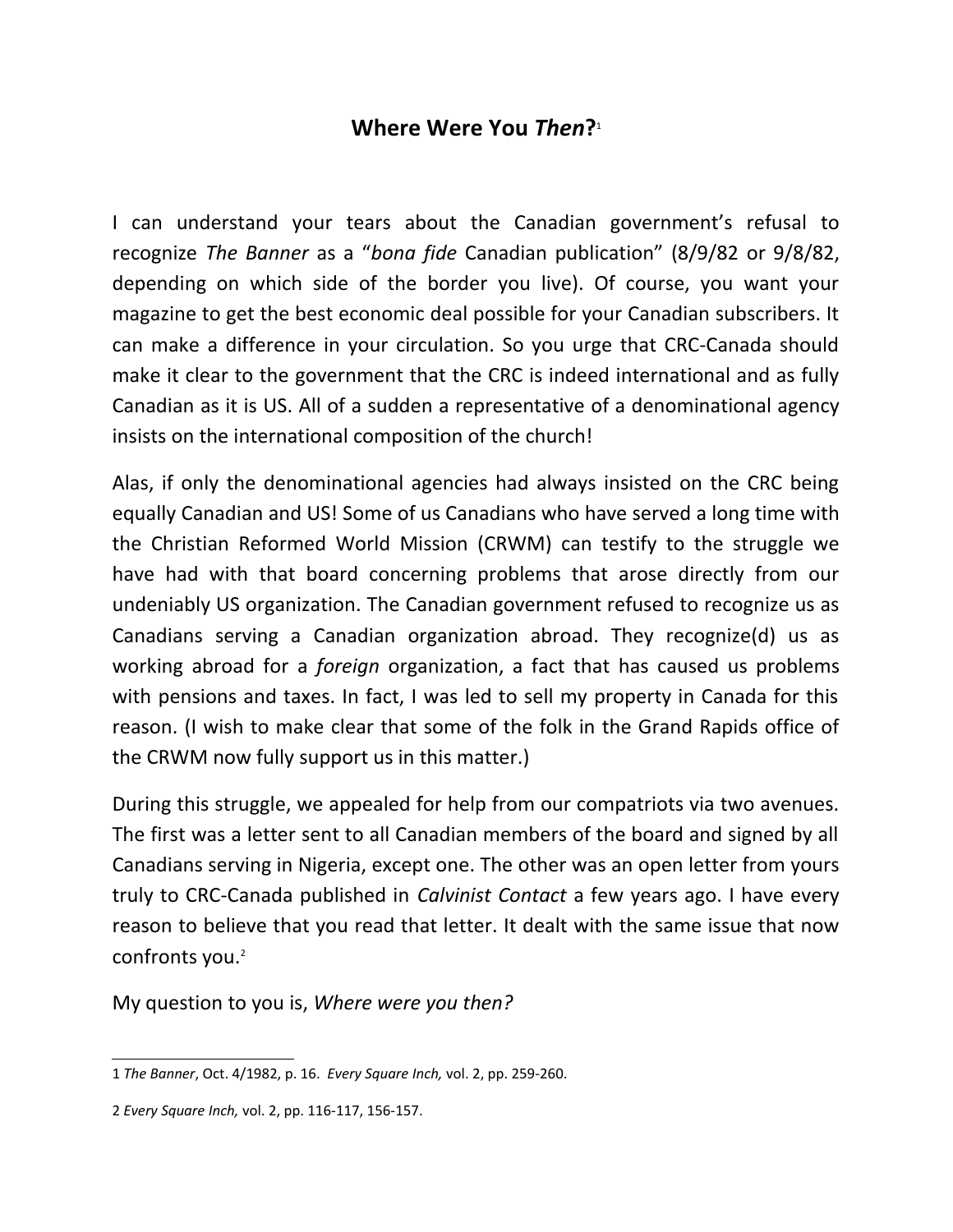# Where Were You *Then*?[1]

I can understand your tears about the Canadian government's refusal to recognize *The Banner* as a "*bona fide* Canadian publication" (8/9/82 or 9/8/82, depending on which side of the border you live). Of course, you want your magazine to get the best economic deal possible for your Canadian subscribers. It can make a difference in your circulation. So you urge that CRC-Canada should make it clear to the government that the CRC is indeed international and as fully Canadian as it is US. All of a sudden a representative of a denominational agency insists on the international composition of the church!

Alas, if only the denominational agencies had always insisted on the CRC being equally Canadian and US! Some of us Canadians who have served a long time with the Christian Reformed World Mission (CRWM) can testify to the struggle we have had with that board concerning problems that arose directly from our undeniably US organization. The Canadian government refused to recognize us as Canadians serving a Canadian organization abroad. They recognize(d) us as working abroad for a *foreign* organization, a fact that has caused us problems with pensions and taxes. In fact, I was led to sell my property in Canada for this reason. (I wish to make clear that some of the folk in the Grand Rapids office of the CRWM now fully support us in this matter.)

During this struggle, we appealed for help from our compatriots via two avenues. The first was a letter sent to all Canadian members of the board and signed by all Canadians serving in Nigeria, except one. The other was an open letter from yours truly to CRC-Canada published in *Calvinist Contact* a few years ago. I have every reason to believe that you read that letter. It dealt with the same issue that now confronts you.[2]

My question to you is, *Where were you then?*

---

1 *The Banner*, Oct. 4/1982, p. 16. *Every Square Inch,* vol. 2, pp. 259-260.

2 *Every Square Inch,* vol. 2, pp. 116-117, 156-157.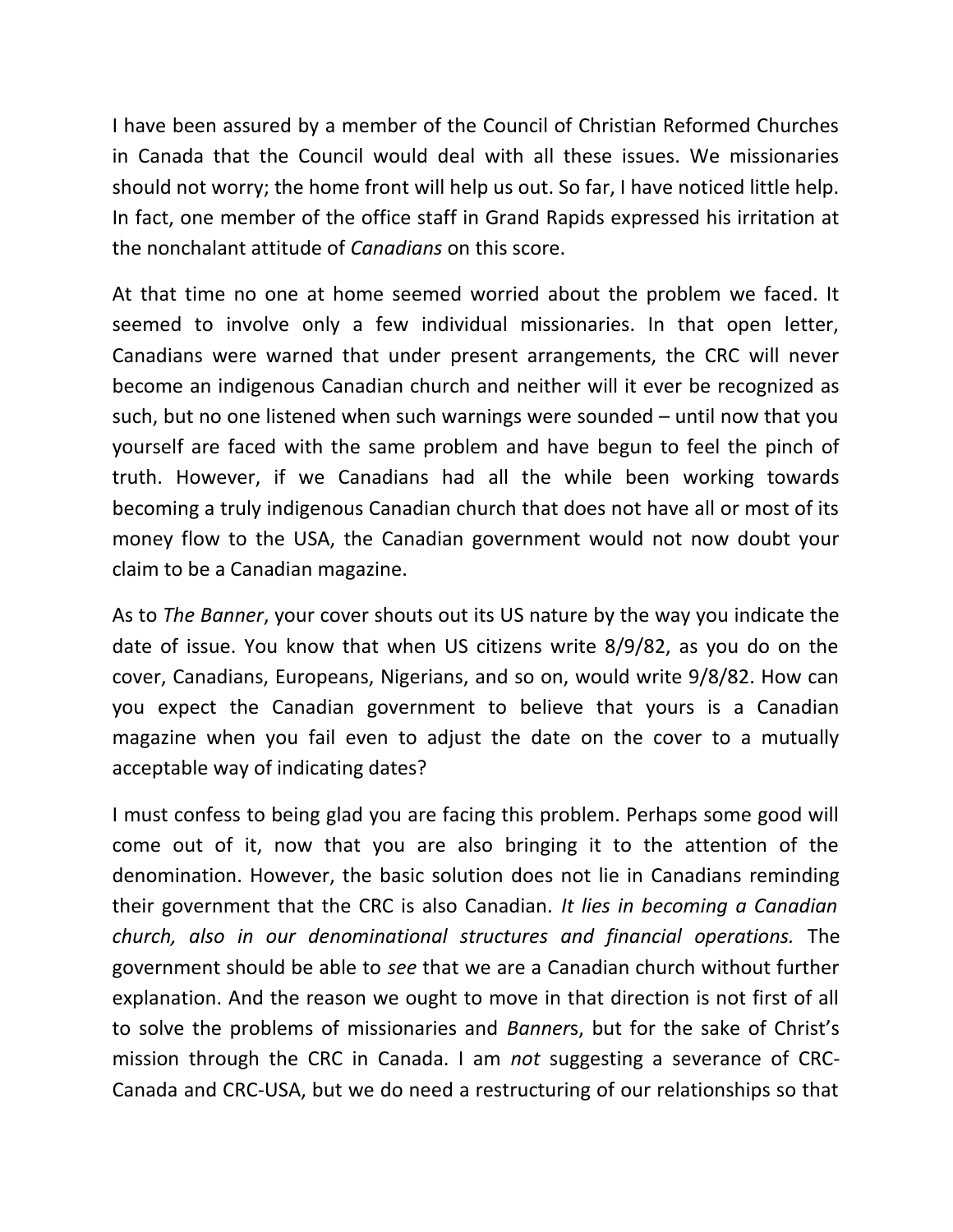I have been assured by a member of the Council of Christian Reformed Churches in Canada that the Council would deal with all these issues. We missionaries should not worry; the home front will help us out. So far, I have noticed little help. In fact, one member of the office staff in Grand Rapids expressed his irritation at the nonchalant attitude of *Canadians* on this score.

At that time no one at home seemed worried about the problem we faced. It seemed to involve only a few individual missionaries. In that open letter, Canadians were warned that under present arrangements, the CRC will never become an indigenous Canadian church and neither will it ever be recognized as such, but no one listened when such warnings were sounded – until now that you yourself are faced with the same problem and have begun to feel the pinch of truth. However, if we Canadians had all the while been working towards becoming a truly indigenous Canadian church that does not have all or most of its money flow to the USA, the Canadian government would not now doubt your claim to be a Canadian magazine.

As to *The Banner*, your cover shouts out its US nature by the way you indicate the date of issue. You know that when US citizens write 8/9/82, as you do on the cover, Canadians, Europeans, Nigerians, and so on, would write 9/8/82. How can you expect the Canadian government to believe that yours is a Canadian magazine when you fail even to adjust the date on the cover to a mutually acceptable way of indicating dates?

I must confess to being glad you are facing this problem. Perhaps some good will come out of it, now that you are also bringing it to the attention of the denomination. However, the basic solution does not lie in Canadians reminding their government that the CRC is also Canadian. *It lies in becoming a Canadian church, also in our denominational structures and financial operations.* The government should be able to *see* that we are a Canadian church without further explanation. And the reason we ought to move in that direction is not first of all to solve the problems of missionaries and *Banner*s, but for the sake of Christ's mission through the CRC in Canada. I am *not* suggesting a severance of CRC-Canada and CRC-USA, but we do need a restructuring of our relationships so that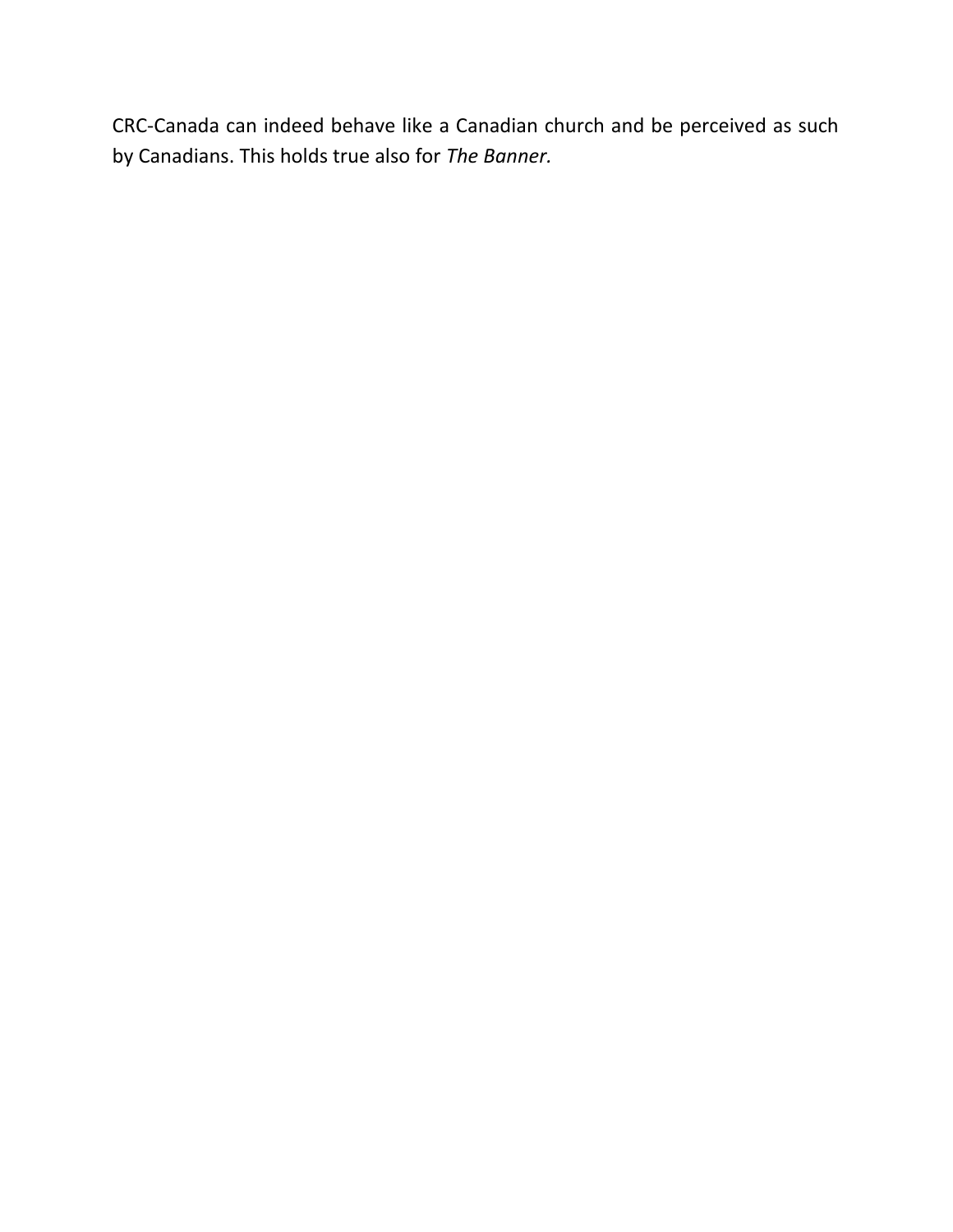CRC-Canada can indeed behave like a Canadian church and be perceived as such by Canadians. This holds true also for *The Banner.*